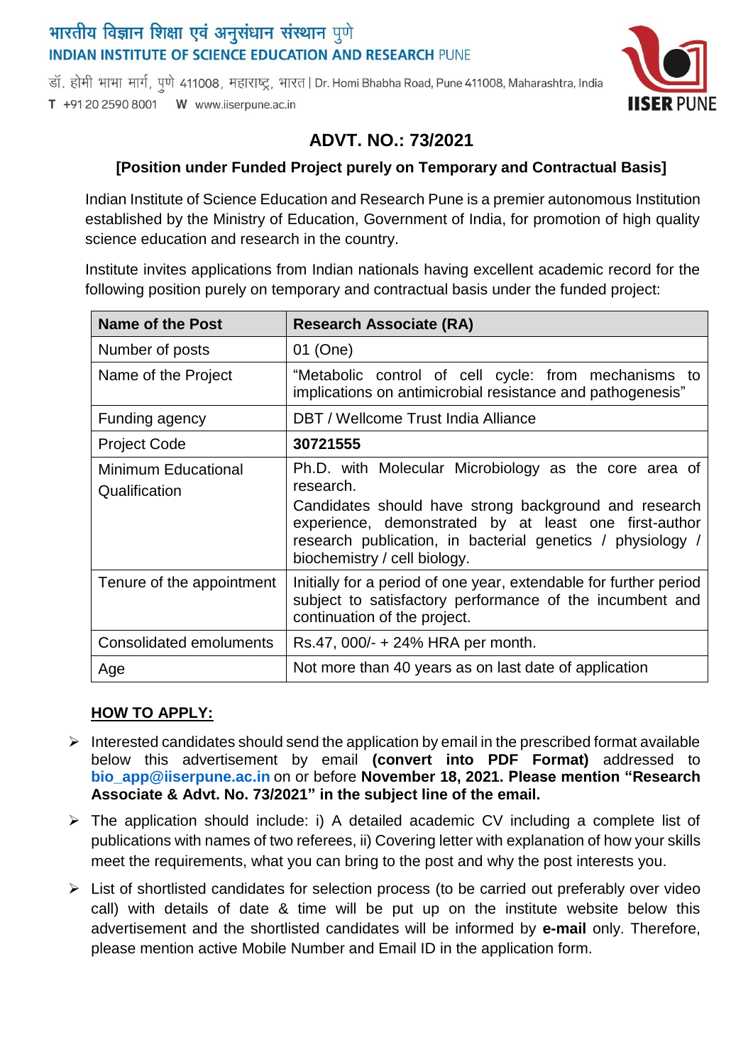भारतीय विज्ञान शिक्षा एवं अनुसंधान संस्थान पुणे
INDIAN INSTITUTE OF SCIENCE EDUCATION AND RESEARCH PUNE

डॉ. होमी भाभा मार्ग, पुणे 411008, महाराष्ट्र, भारत | Dr. Homi Bhabha Road, Pune 411008, Maharashtra, India
T +91 20 2590 8001 W www.iiserpune.ac.in

IISER PUNE

# ADVT. NO.: 73/2021

### [Position under Funded Project purely on Temporary and Contractual Basis]

Indian Institute of Science Education and Research Pune is a premier autonomous Institution established by the Ministry of Education, Government of India, for promotion of high quality science education and research in the country.

Institute invites applications from Indian nationals having excellent academic record for the following position purely on temporary and contractual basis under the funded project:

| Name of the Post | Research Associate (RA) |
|---|---|
| Number of posts | 01 (One) |
| Name of the Project | "Metabolic control of cell cycle: from mechanisms to implications on antimicrobial resistance and pathogenesis" |
| Funding agency | DBT / Wellcome Trust India Alliance |
| Project Code | **30721555** |
| Minimum Educational Qualification | Ph.D. with Molecular Microbiology as the core area of research.<br>Candidates should have strong background and research experience, demonstrated by at least one first-author research publication, in bacterial genetics / physiology / biochemistry / cell biology. |
| Tenure of the appointment | Initially for a period of one year, extendable for further period subject to satisfactory performance of the incumbent and continuation of the project. |
| Consolidated emoluments | Rs.47, 000/- + 24% HRA per month. |
| Age | Not more than 40 years as on last date of application |

## HOW TO APPLY:

- Interested candidates should send the application by email in the prescribed format available below this advertisement by email **(convert into PDF Format)** addressed to **bio_app@iiserpune.ac.in** on or before **November 18, 2021. Please mention "Research Associate & Advt. No. 73/2021" in the subject line of the email.**
- The application should include: i) A detailed academic CV including a complete list of publications with names of two referees, ii) Covering letter with explanation of how your skills meet the requirements, what you can bring to the post and why the post interests you.
- List of shortlisted candidates for selection process (to be carried out preferably over video call) with details of date & time will be put up on the institute website below this advertisement and the shortlisted candidates will be informed by **e-mail** only. Therefore, please mention active Mobile Number and Email ID in the application form.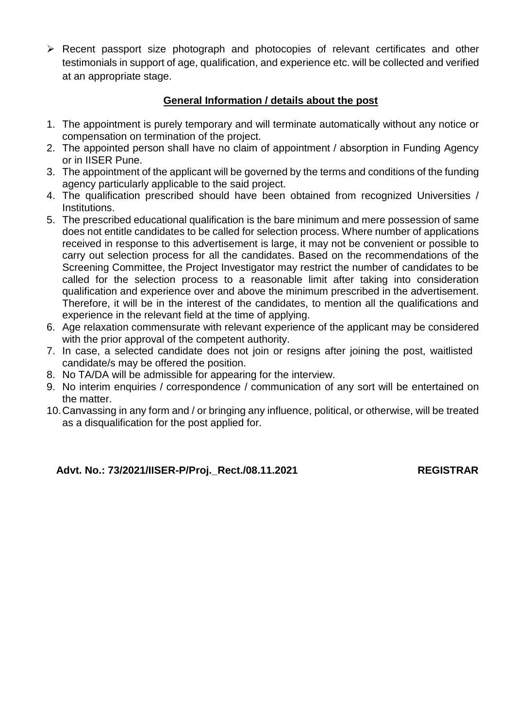- Recent passport size photograph and photocopies of relevant certificates and other testimonials in support of age, qualification, and experience etc. will be collected and verified at an appropriate stage.

**General Information / details about the post**

1. The appointment is purely temporary and will terminate automatically without any notice or compensation on termination of the project.
2. The appointed person shall have no claim of appointment / absorption in Funding Agency or in IISER Pune.
3. The appointment of the applicant will be governed by the terms and conditions of the funding agency particularly applicable to the said project.
4. The qualification prescribed should have been obtained from recognized Universities / Institutions.
5. The prescribed educational qualification is the bare minimum and mere possession of same does not entitle candidates to be called for selection process. Where number of applications received in response to this advertisement is large, it may not be convenient or possible to carry out selection process for all the candidates. Based on the recommendations of the Screening Committee, the Project Investigator may restrict the number of candidates to be called for the selection process to a reasonable limit after taking into consideration qualification and experience over and above the minimum prescribed in the advertisement. Therefore, it will be in the interest of the candidates, to mention all the qualifications and experience in the relevant field at the time of applying.
6. Age relaxation commensurate with relevant experience of the applicant may be considered with the prior approval of the competent authority.
7. In case, a selected candidate does not join or resigns after joining the post, waitlisted candidate/s may be offered the position.
8. No TA/DA will be admissible for appearing for the interview.
9. No interim enquiries / correspondence / communication of any sort will be entertained on the matter.
10. Canvassing in any form and / or bringing any influence, political, or otherwise, will be treated as a disqualification for the post applied for.

**Advt. No.: 73/2021/IISER-P/Proj._Rect./08.11.2021** **REGISTRAR**